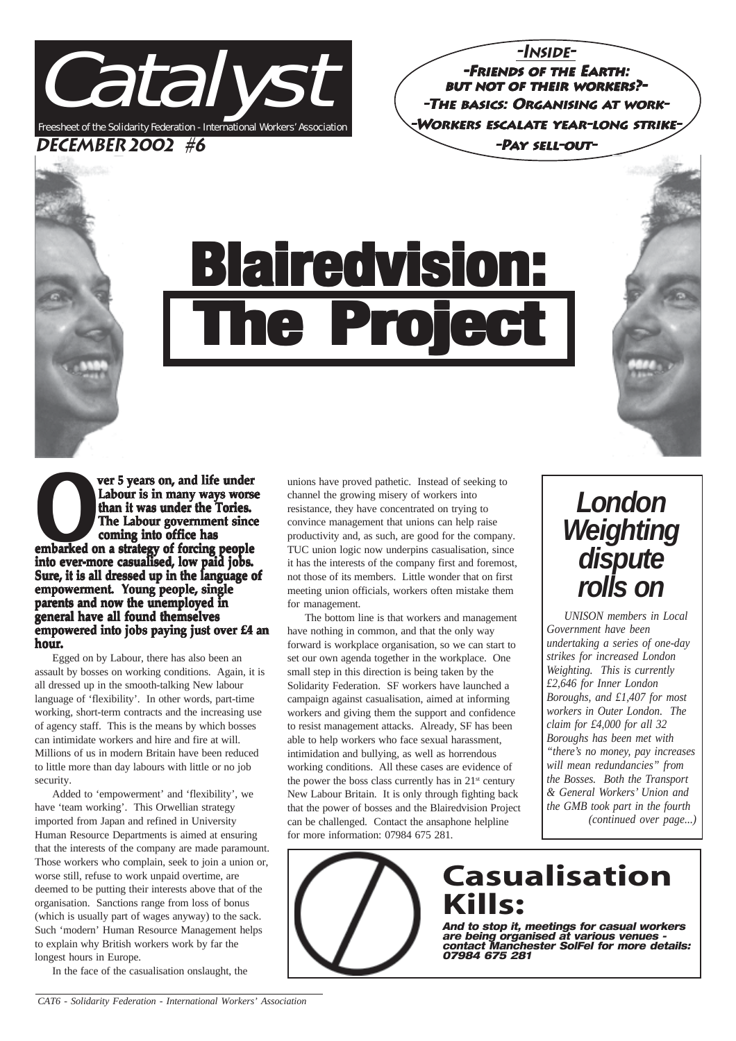# Catalyst

Freesheet of the Solidarity Federation - International Workers' Association

**DECEMBER 2002 #6**

**-INSIDE-**

- **-FRIENDS OF THE EARTH: BUT NOT OF THEIR WORKERS?-**
- **-THE BASICS: ORGANISING AT WORK-**
- **-WORKERS ESCALATE YEAR-LONG STRIKE-**
- **-PAY SELL-OUT-**

# Blairedvision: The Project

**Over 5 years on, and life under Labour is in many ways worse than it was under the Tories. The Labour government since coming into office has embarked on a strategy of forcing people into ever-more casualised, low paid jobs. Sure, it is all dressed up in the language of empowerment. Young people, single parents and now the unemployed in general have all found themselves empowered into jobs paying just over £4 an hour.**

Egged on by Labour, there has also been an assault by bosses on working conditions. Again, it is all dressed up in the smooth-talking New labour language of 'flexibility'. In other words, part-time working, short-term contracts and the increasing use of agency staff. This is the means by which bosses can intimidate workers and hire and fire at will. Millions of us in modern Britain have been reduced to little more than day labours with little or no job security.

Added to 'empowerment' and 'flexibility', we have 'team working'. This Orwellian strategy imported from Japan and refined in University Human Resource Departments is aimed at ensuring that the interests of the company are made paramount. Those workers who complain, seek to join a union or, worse still, refuse to work unpaid overtime, are deemed to be putting their interests above that of the organisation. Sanctions range from loss of bonus (which is usually part of wages anyway) to the sack. Such 'modern' Human Resource Management helps to explain why British workers work by far the longest hours in Europe.

In the face of the casualisation onslaught, the unions have proved pathetic. Instead of seeking to channel the growing misery of workers into resistance, they have concentrated on trying to convince management that unions can help raise productivity and, as such, are good for the company. TUC union logic now underpins casualisation, since it has the interests of the company first and foremost, not those of its members. Little wonder that on first meeting union officials, workers often mistake them for management.

The bottom line is that workers and management have nothing in common, and that the only way forward is workplace organisation, so we can start to set our own agenda together in the workplace. One small step in this direction is being taken by the Solidarity Federation. SF workers have launched a campaign against casualisation, aimed at informing workers and giving them the support and confidence to resist management attacks. Already, SF has been able to help workers who face sexual harassment, intimidation and bullying, as well as horrendous working conditions. All these cases are evidence of the power the boss class currently has in 21st century New Labour Britain. It is only through fighting back that the power of bosses and the Blairedvision Project can be challenged. Contact the ansaphone helpline for more information: 07984 675 281.

## London Weighting dispute rolls on

*UNISON members in Local Government have been undertaking a series of one-day strikes for increased London Weighting. This is currently £2,646 for Inner London Boroughs, and £1,407 for most workers in Outer London. The claim for £4,000 for all 32 Boroughs has been met with "there's no money, pay increases will mean redundancies" from the Bosses. Both the Transport & General Workers' Union and the GMB took part in the fourth (continued over page...)*

## Casualisation Kills:

***And to stop it, meetings for casual workers are being organised at various venues - contact Manchester SolFel for more details: 07984 675 281***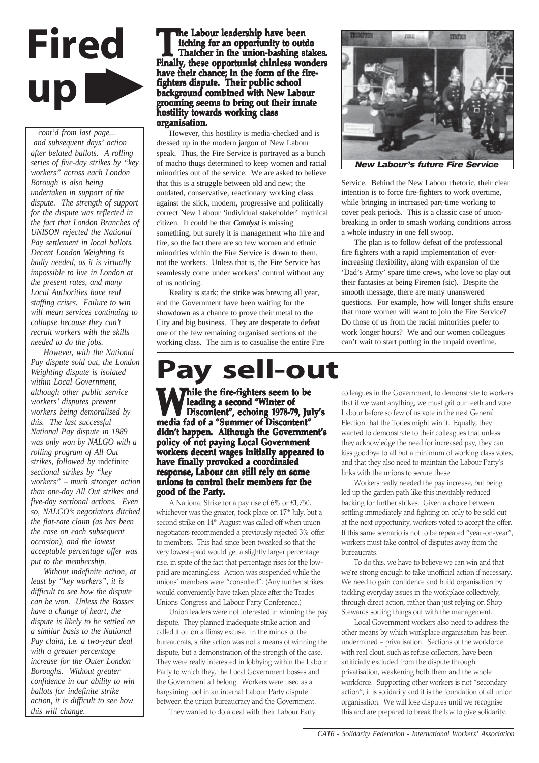# Fired up

*cont'd from last page...*
*and subsequent days' action after belated ballots. A rolling series of five-day strikes by "key workers" across each London Borough is also being undertaken in support of the dispute. The strength of support for the dispute was reflected in the fact that London Branches of UNISON rejected the National Pay settlement in local ballots. Decent London Weighting is badly needed, as it is virtually impossible to live in London at the present rates, and many Local Authorities have real staffing crises. Failure to win will mean services continuing to collapse because they can't recruit workers with the skills needed to do the jobs.*

*However, with the National Pay dispute sold out, the London Weighting dispute is isolated within Local Government, although other public service workers' disputes prevent workers being demoralised by this. The last successful National Pay dispute in 1989 was only won by NALGO with a rolling program of All Out strikes, followed by* indefinite *sectional strikes by "key workers" – much stronger action than one-day All Out strikes and five-day sectional actions. Even so, NALGO's negotiators ditched the flat-rate claim (as has been the case on each subsequent occasion), and the lowest acceptable percentage offer was put to the membership.*

*Without indefinite action, at least by "key workers", it is difficult to see how the dispute can be won. Unless the Bosses have a change of heart, the dispute is likely to be settled on a similar basis to the National Pay claim,* i.e. *a two-year deal with a greater percentage increase for the Outer London Boroughs. Without greater confidence in our ability to win ballots for indefinite strike action, it is difficult to see how this will change.*

**The Labour leadership have been itching for an opportunity to outdo Thatcher in the union-bashing stakes. Finally, these opportunist chinless wonders have their chance; in the form of the fire-fighters dispute. Their public school background combined with New Labour grooming seems to bring out their innate hostility towards working class organisation.**

However, this hostility is media-checked and is dressed up in the modern jargon of New Labour speak. Thus, the Fire Service is portrayed as a bunch of macho thugs determined to keep women and racial minorities out of the service. We are asked to believe that this is a struggle between old and new; the outdated, conservative, reactionary working class against the slick, modern, progressive and politically correct New Labour 'individual stakeholder' mythical citizen. It could be that ***Catalyst*** is missing something, but surely it is management who hire and fire, so the fact there are so few women and ethnic minorities within the Fire Service is down to them, not the workers. Unless that is, the Fire Service has seamlessly come under workers' control without any of us noticing.

Reality is stark; the strike was brewing all year, and the Government have been waiting for the showdown as a chance to prove their metal to the City and big business. They are desperate to defeat one of the few remaining organised sections of the working class. The aim is to casualise the entire Fire Service. Behind the New Labour rhetoric, their clear intention is to force fire-fighters to work overtime, while bringing in increased part-time working to cover peak periods. This is a classic case of union-breaking in order to smash working conditions across a whole industry in one fell swoop.

***New Labour's future Fire Service***

The plan is to follow defeat of the professional fire fighters with a rapid implementation of ever-increasing flexibility, along with expansion of the 'Dad's Army' spare time crews, who love to play out their fantasies at being Firemen (sic). Despite the smooth message, there are many unanswered questions. For example, how will longer shifts ensure that more women will want to join the Fire Service? Do those of us from the racial minorities prefer to work longer hours? We and our women colleagues can't wait to start putting in the unpaid overtime.

# Pay sell-out

**While the fire-fighters seem to be leading a second "Winter of Discontent", echoing 1978-79, July's media fad of a "Summer of Discontent" didn't happen. Although the Government's policy of not paying Local Government workers decent wages initially appeared to have finally provoked a coordinated response, Labour can still rely on some unions to control their members for the good of the Party.**

A National Strike for a pay rise of 6% or £1,750, whichever was the greater, took place on 17th July, but a second strike on 14th August was called off when union negotiators recommended a previously rejected 3% offer to members. This had since been tweaked so that the very lowest-paid would get a slightly larger percentage rise, in spite of the fact that percentage rises for the low-paid are meaningless. Action was suspended while the unions' members were "consulted". (Any further strikes would conveniently have taken place after the Trades Unions Congress and Labour Party Conference.)

Union leaders were not interested in winning the pay dispute. They planned inadequate strike action and called it off on a flimsy excuse. In the minds of the bureaucrats, strike action was not a means of winning the dispute, but a demonstration of the strength of the case. They were really interested in lobbying within the Labour Party to which they, the Local Government bosses and the Government all belong. Workers were used as a bargaining tool in an internal Labour Party dispute between the union bureaucracy and the Government.

They wanted to do a deal with their Labour Party colleagues in the Government, to demonstrate to workers that if we want anything, we must grit our teeth and vote Labour before so few of us vote in the next General Election that the Tories might win it. Equally, they wanted to demonstrate to their colleagues that unless they acknowledge the need for increased pay, they can kiss goodbye to all but a minimum of working class votes, and that they also need to maintain the Labour Party's links with the unions to secure these.

Workers really needed the pay increase, but being led up the garden path like this inevitably reduced backing for further strikes. Given a choice between settling immediately and fighting on only to be sold out at the next opportunity, workers voted to accept the offer. If this same scenario is not to be repeated "year-on-year", workers must take control of disputes away from the bureaucrats.

To do this, we have to believe we can win and that we're strong enough to take unofficial action if necessary. We need to gain confidence and build organisation by tackling everyday issues in the workplace collectively, through direct action, rather than just relying on Shop Stewards sorting things out with the management.

Local Government workers also need to address the other means by which workplace organisation has been undermined – privatisation. Sections of the workforce with real clout, such as refuse collectors, have been artificially excluded from the dispute through privatisation, weakening both them and the whole workforce. Supporting other workers is not "secondary action", it is solidarity and it is the foundation of all union organisation. We will lose disputes until we recognise this and are prepared to break the law to give solidarity.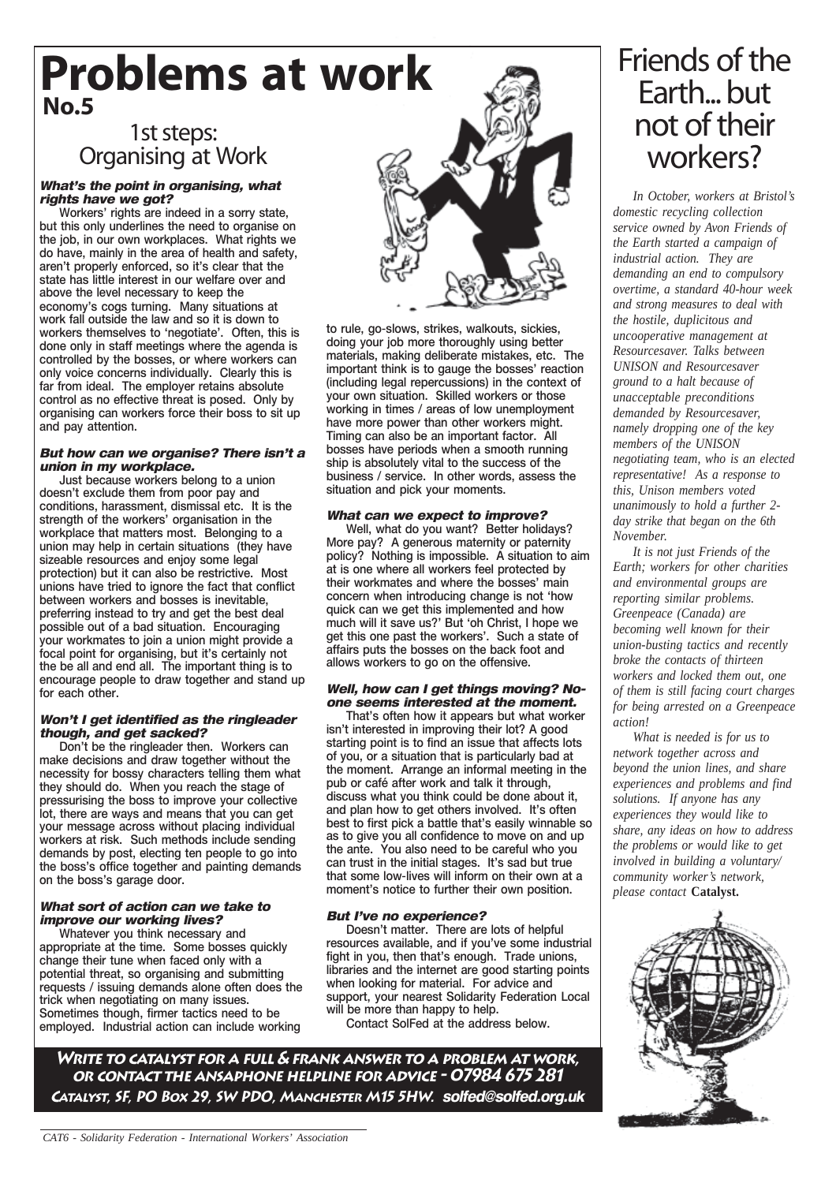# Problems at work

## No.5

## 1st steps: Organising at Work

### *What's the point in organising, what rights have we got?*

Workers' rights are indeed in a sorry state, but this only underlines the need to organise on the job, in our own workplaces. What rights we do have, mainly in the area of health and safety, aren't properly enforced, so it's clear that the state has little interest in our welfare over and above the level necessary to keep the economy's cogs turning. Many situations at work fall outside the law and so it is down to workers themselves to 'negotiate'. Often, this is done only in staff meetings where the agenda is controlled by the bosses, or where workers can only voice concerns individually. Clearly this is far from ideal. The employer retains absolute control as no effective threat is posed. Only by organising can workers force their boss to sit up and pay attention.

### *But how can we organise? There isn't a union in my workplace.*

Just because workers belong to a union doesn't exclude them from poor pay and conditions, harassment, dismissal etc. It is the strength of the workers' organisation in the workplace that matters most. Belonging to a union may help in certain situations (they have sizeable resources and enjoy some legal protection) but it can also be restrictive. Most unions have tried to ignore the fact that conflict between workers and bosses is inevitable, preferring instead to try and get the best deal possible out of a bad situation. Encouraging your workmates to join a union might provide a focal point for organising, but it's certainly not the be all and end all. The important thing is to encourage people to draw together and stand up for each other.

### *Won't I get identified as the ringleader though, and get sacked?*

Don't be the ringleader then. Workers can make decisions and draw together without the necessity for bossy characters telling them what they should do. When you reach the stage of pressurising the boss to improve your collective lot, there are ways and means that you can get your message across without placing individual workers at risk. Such methods include sending demands by post, electing ten people to go into the boss's office together and painting demands on the boss's garage door.

### *What sort of action can we take to improve our working lives?*

Whatever you think necessary and appropriate at the time. Some bosses quickly change their tune when faced only with a potential threat, so organising and submitting requests / issuing demands alone often does the trick when negotiating on many issues. Sometimes though, firmer tactics need to be employed. Industrial action can include working to rule, go-slows, strikes, walkouts, sickies, doing your job more thoroughly using better materials, making deliberate mistakes, etc. The important think is to gauge the bosses' reaction (including legal repercussions) in the context of your own situation. Skilled workers or those working in times / areas of low unemployment have more power than other workers might. Timing can also be an important factor. All bosses have periods when a smooth running ship is absolutely vital to the success of the business / service. In other words, assess the situation and pick your moments.

### *What can we expect to improve?*

Well, what do you want? Better holidays? More pay? A generous maternity or paternity policy? Nothing is impossible. A situation to aim at is one where all workers feel protected by their workmates and where the bosses' main concern when introducing change is not 'how quick can we get this implemented and how much will it save us?' But 'oh Christ, I hope we get this one past the workers'. Such a state of affairs puts the bosses on the back foot and allows workers to go on the offensive.

### *Well, how can I get things moving? No-one seems interested at the moment.*

That's often how it appears but what worker isn't interested in improving their lot? A good starting point is to find an issue that affects lots of you, or a situation that is particularly bad at the moment. Arrange an informal meeting in the pub or café after work and talk it through, discuss what you think could be done about it, and plan how to get others involved. It's often best to first pick a battle that's easily winnable so as to give you all confidence to move on and up the ante. You also need to be careful who you can trust in the initial stages. It's sad but true that some low-lives will inform on their own at a moment's notice to further their own position.

### *But I've no experience?*

Doesn't matter. There are lots of helpful resources available, and if you've some industrial fight in you, then that's enough. Trade unions, libraries and the internet are good starting points when looking for material. For advice and support, your nearest Solidarity Federation Local will be more than happy to help.

Contact SolFed at the address below.

**WRITE TO CATALYST FOR A FULL & FRANK ANSWER TO A PROBLEM AT WORK, OR CONTACT THE ANSAPHONE HELPLINE FOR ADVICE - 07984 675 281**

**CATALYST, SF, PO BOX 29, SW PDO, MANCHESTER M15 5HW. solfed@solfed.org.uk**

# Friends of the Earth... but not of their workers?

*In October, workers at Bristol's domestic recycling collection service owned by Avon Friends of the Earth started a campaign of industrial action. They are demanding an end to compulsory overtime, a standard 40-hour week and strong measures to deal with the hostile, duplicitous and uncooperative management at Resourcesaver. Talks between UNISON and Resourcesaver ground to a halt because of unacceptable preconditions demanded by Resourcesaver, namely dropping one of the key members of the UNISON negotiating team, who is an elected representative! As a response to this, Unison members voted unanimously to hold a further 2-day strike that began on the 6th November.*

*It is not just Friends of the Earth; workers for other charities and environmental groups are reporting similar problems. Greenpeace (Canada) are becoming well known for their union-busting tactics and recently broke the contacts of thirteen workers and locked them out, one of them is still facing court charges for being arrested on a Greenpeace action!*

*What is needed is for us to network together across and beyond the union lines, and share experiences and problems and find solutions. If anyone has any experiences they would like to share, any ideas on how to address the problems or would like to get involved in building a voluntary/ community worker's network, please contact* **Catalyst.**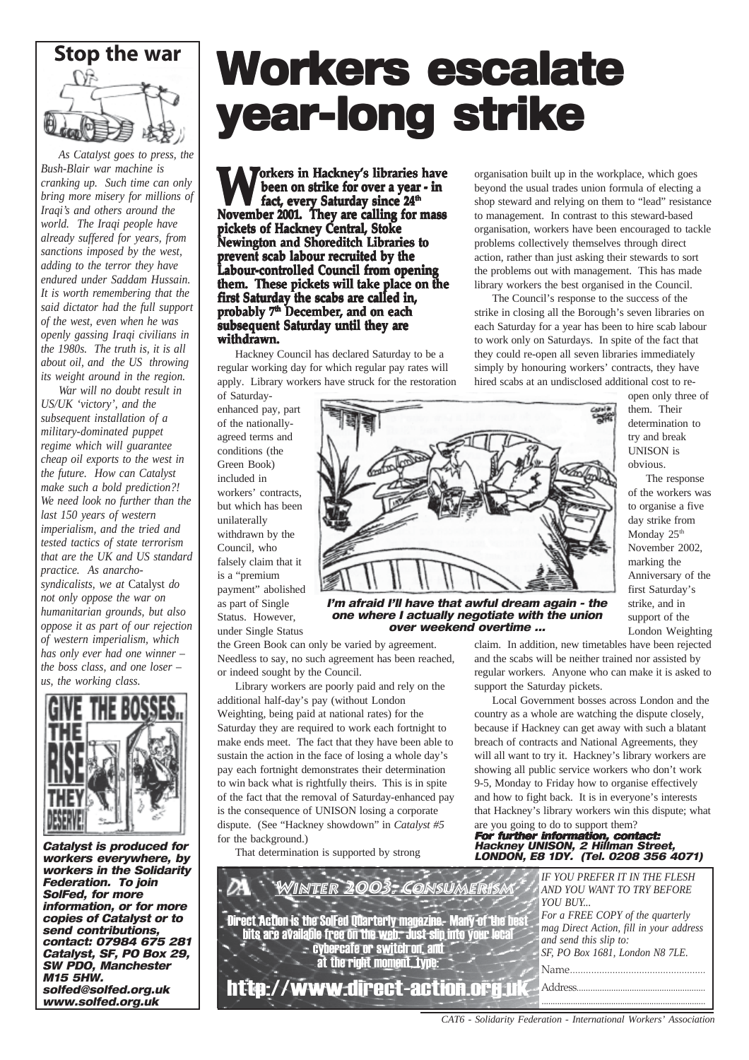## Stop the war

*As Catalyst goes to press, the Bush-Blair war machine is cranking up. Such time can only bring more misery for millions of Iraqi's and others around the world. The Iraqi people have already suffered for years, from sanctions imposed by the west, adding to the terror they have endured under Saddam Hussain. It is worth remembering that the said dictator had the full support of the west, even when he was openly gassing Iraqi civilians in the 1980s. The truth is, it is all about oil, and the US throwing its weight around in the region.*

*War will no doubt result in US/UK 'victory', and the subsequent installation of a military-dominated puppet regime which will guarantee cheap oil exports to the west in the future. How can Catalyst make such a bold prediction?! We need look no further than the last 150 years of western imperialism, and the tried and tested tactics of state terrorism that are the UK and US standard practice. As anarcho-syndicalists, we at* Catalyst *do not only oppose the war on humanitarian grounds, but also oppose it as part of our rejection of western imperialism, which has only ever had one winner – the boss class, and one loser – us, the working class.*

***Catalyst is produced for workers everywhere, by workers in the Solidarity Federation. To join SolFed, for more information, or for more copies of Catalyst or to send contributions, contact: 07984 675 281 Catalyst, SF, PO Box 29, SW PDO, Manchester M15 5HW. solfed@solfed.org.uk www.solfed.org.uk***

# Workers escalate year-long strike

**Workers in Hackney's libraries have been on strike for over a year - in fact, every Saturday since 24th November 2001. They are calling for mass pickets of Hackney Central, Stoke Newington and Shoreditch Libraries to prevent scab labour recruited by the Labour-controlled Council from opening them. These pickets will take place on the first Saturday the scabs are called in, probably 7th December, and on each subsequent Saturday until they are withdrawn.**

Hackney Council has declared Saturday to be a regular working day for which regular pay rates will apply. Library workers have struck for the restoration of Saturday-enhanced pay, part of the nationally-agreed terms and conditions (the Green Book) included in workers' contracts, but which has been unilaterally withdrawn by the Council, who falsely claim that it is a "premium payment" abolished as part of Single Status. However, under Single Status the Green Book can only be varied by agreement. Needless to say, no such agreement has been reached, or indeed sought by the Council.

***I'm afraid I'll have that awful dream again - the one where I actually negotiate with the union over weekend overtime ...***

Library workers are poorly paid and rely on the additional half-day's pay (without London Weighting, being paid at national rates) for the Saturday they are required to work each fortnight to make ends meet. The fact that they have been able to sustain the action in the face of losing a whole day's pay each fortnight demonstrates their determination to win back what is rightfully theirs. This is in spite of the fact that the removal of Saturday-enhanced pay is the consequence of UNISON losing a corporate dispute. (See "Hackney showdown" in *Catalyst #5* for the background.)

That determination is supported by strong organisation built up in the workplace, which goes beyond the usual trades union formula of electing a shop steward and relying on them to "lead" resistance to management. In contrast to this steward-based organisation, workers have been encouraged to tackle problems collectively themselves through direct action, rather than just asking their stewards to sort the problems out with management. This has made library workers the best organised in the Council.

The Council's response to the success of the strike in closing all the Borough's seven libraries on each Saturday for a year has been to hire scab labour to work only on Saturdays. In spite of the fact that they could re-open all seven libraries immediately simply by honouring workers' contracts, they have hired scabs at an undisclosed additional cost to re-open only three of them. Their determination to try and break UNISON is obvious.

The response of the workers was to organise a five day strike from Monday 25th November 2002, marking the Anniversary of the first Saturday's strike, and in support of the London Weighting claim. In addition, new timetables have been rejected and the scabs will be neither trained nor assisted by regular workers. Anyone who can make it is asked to support the Saturday pickets.

Local Government bosses across London and the country as a whole are watching the dispute closely, because if Hackney can get away with such a blatant breach of contracts and National Agreements, they will all want to try it. Hackney's library workers are showing all public service workers who don't work 9-5, Monday to Friday how to organise effectively and how to fight back. It is in everyone's interests that Hackney's library workers win this dispute; what are you going to do to support them?

***For further information, contact: Hackney UNISON, 2 Hillman Street, LONDON, E8 1DY. (Tel. 0208 356 4071)***

**DA — WINTER 2003: CONSUMERISM**

**Direct Action is the SolFed Quarterly magazine. Many of the best bits are available free on the web. Just slip into your local cybercafe or switch on, and at the right moment, type:**

**http://www.direct-action.org.uk**

*IF YOU PREFER IT IN THE FLESH AND YOU WANT TO TRY BEFORE YOU BUY...*
*For a FREE COPY of the quarterly mag Direct Action, fill in your address and send this slip to:*
*SF, PO Box 1681, London N8 7LE.*

Name..................................................

Address..............................................

*CAT6 - Solidarity Federation - International Workers' Association*